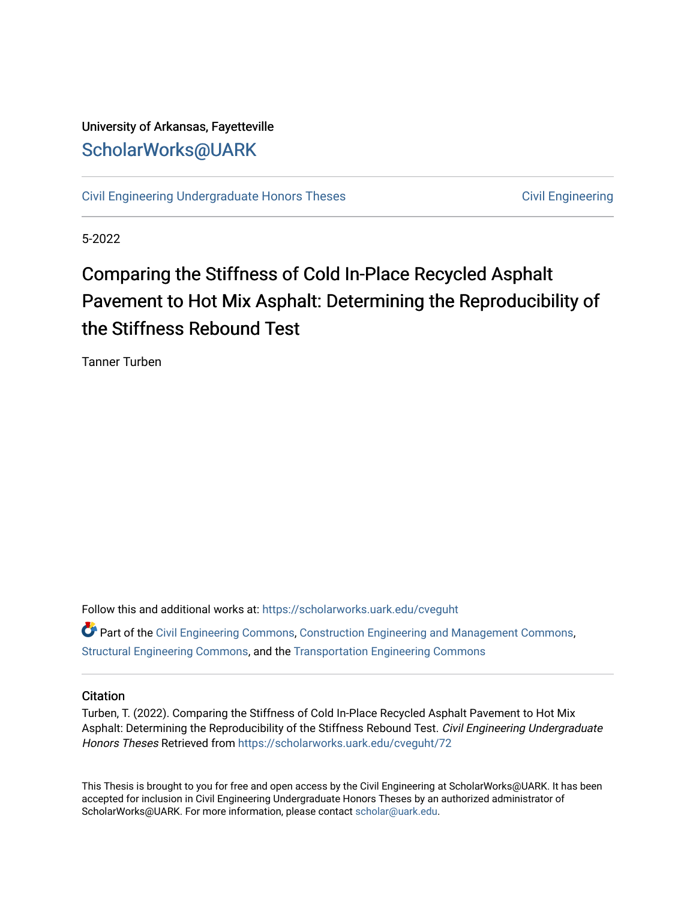University of Arkansas, Fayetteville

ScholarWorks@UARK

Civil Engineering Undergraduate Honors Theses | Civil Engineering

5-2022

# Comparing the Stiffness of Cold In-Place Recycled Asphalt Pavement to Hot Mix Asphalt: Determining the Reproducibility of the Stiffness Rebound Test

Tanner Turben

Follow this and additional works at: https://scholarworks.uark.edu/cveguht

Part of the Civil Engineering Commons, Construction Engineering and Management Commons, Structural Engineering Commons, and the Transportation Engineering Commons

## Citation

Turben, T. (2022). Comparing the Stiffness of Cold In-Place Recycled Asphalt Pavement to Hot Mix Asphalt: Determining the Reproducibility of the Stiffness Rebound Test. *Civil Engineering Undergraduate Honors Theses* Retrieved from https://scholarworks.uark.edu/cveguht/72

This Thesis is brought to you for free and open access by the Civil Engineering at ScholarWorks@UARK. It has been accepted for inclusion in Civil Engineering Undergraduate Honors Theses by an authorized administrator of ScholarWorks@UARK. For more information, please contact scholar@uark.edu.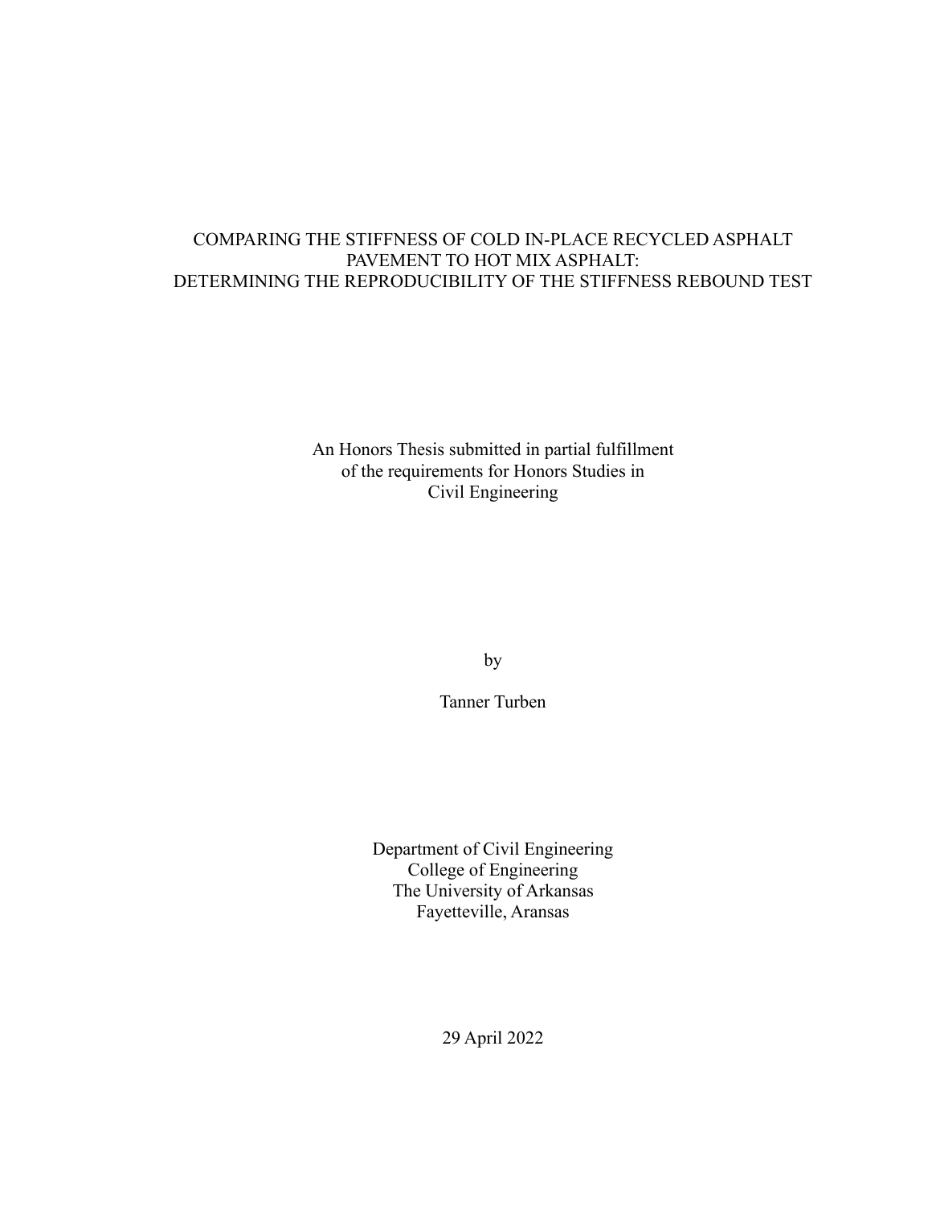# COMPARING THE STIFFNESS OF COLD IN-PLACE RECYCLED ASPHALT PAVEMENT TO HOT MIX ASPHALT: DETERMINING THE REPRODUCIBILITY OF THE STIFFNESS REBOUND TEST

An Honors Thesis submitted in partial fulfillment
of the requirements for Honors Studies in
Civil Engineering

by

Tanner Turben

Department of Civil Engineering
College of Engineering
The University of Arkansas
Fayetteville, Aransas

29 April 2022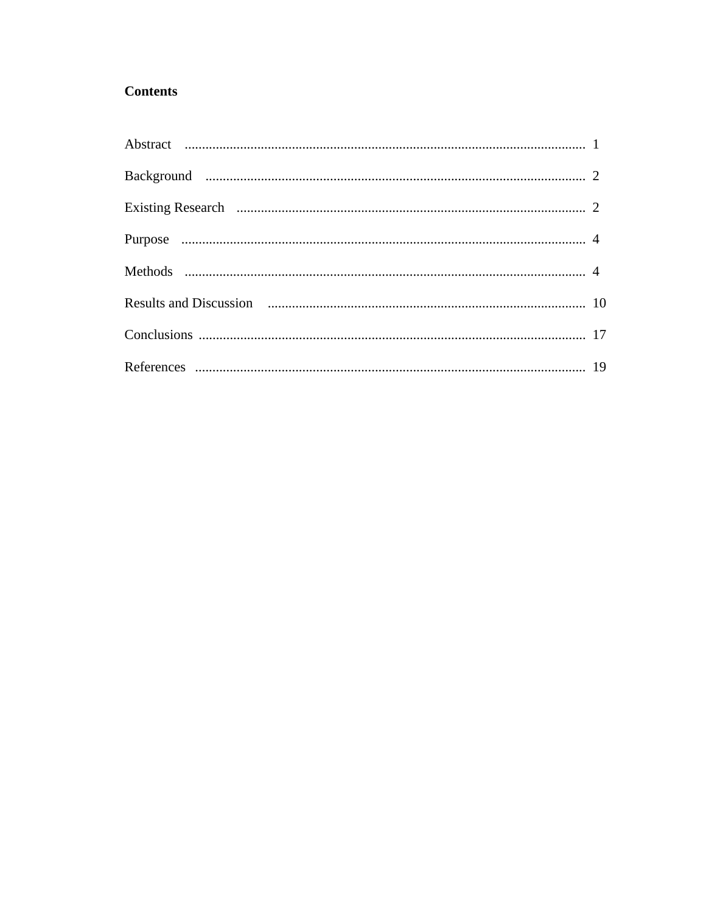**Contents**

Abstract .................................................................................................................. 1

Background ............................................................................................................ 2

Existing Research ................................................................................................... 2

Purpose .................................................................................................................. 4

Methods .................................................................................................................. 4

Results and Discussion .......................................................................................... 10

Conclusions ............................................................................................................ 17

References ............................................................................................................. 19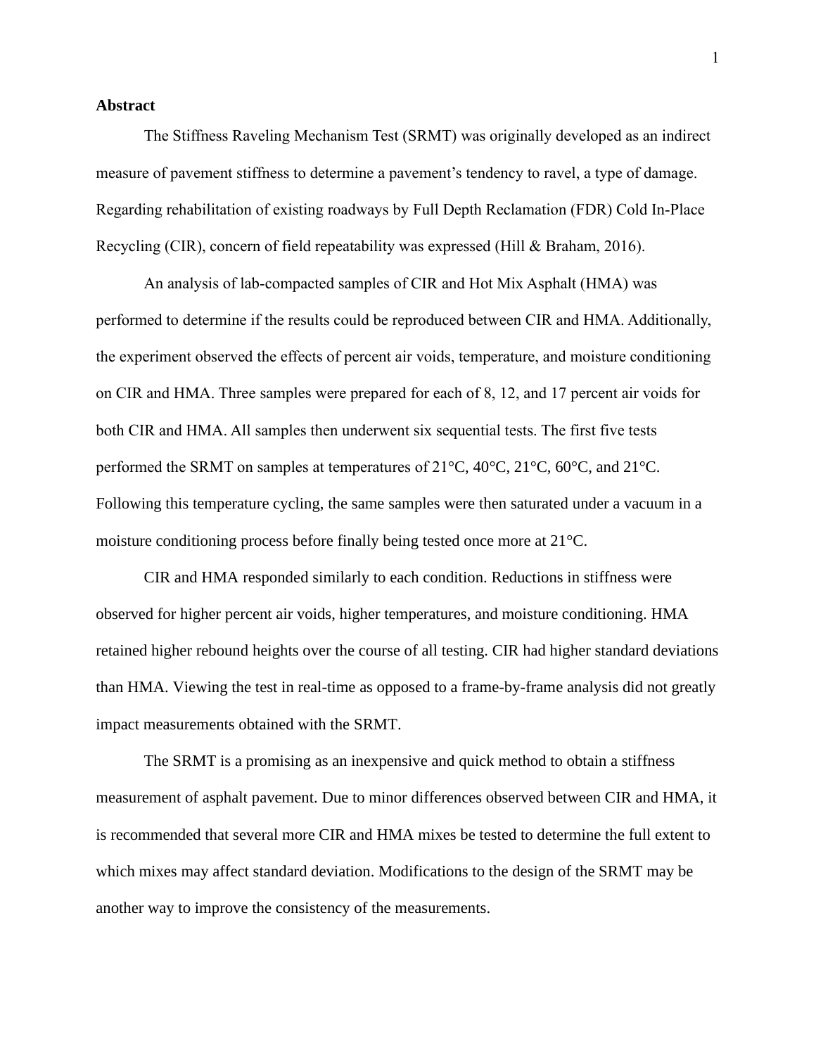**Abstract**

The Stiffness Raveling Mechanism Test (SRMT) was originally developed as an indirect measure of pavement stiffness to determine a pavement's tendency to ravel, a type of damage. Regarding rehabilitation of existing roadways by Full Depth Reclamation (FDR) Cold In-Place Recycling (CIR), concern of field repeatability was expressed (Hill & Braham, 2016).

An analysis of lab-compacted samples of CIR and Hot Mix Asphalt (HMA) was performed to determine if the results could be reproduced between CIR and HMA. Additionally, the experiment observed the effects of percent air voids, temperature, and moisture conditioning on CIR and HMA. Three samples were prepared for each of 8, 12, and 17 percent air voids for both CIR and HMA. All samples then underwent six sequential tests. The first five tests performed the SRMT on samples at temperatures of 21°C, 40°C, 21°C, 60°C, and 21°C. Following this temperature cycling, the same samples were then saturated under a vacuum in a moisture conditioning process before finally being tested once more at 21°C.

CIR and HMA responded similarly to each condition. Reductions in stiffness were observed for higher percent air voids, higher temperatures, and moisture conditioning. HMA retained higher rebound heights over the course of all testing. CIR had higher standard deviations than HMA. Viewing the test in real-time as opposed to a frame-by-frame analysis did not greatly impact measurements obtained with the SRMT.

The SRMT is a promising as an inexpensive and quick method to obtain a stiffness measurement of asphalt pavement. Due to minor differences observed between CIR and HMA, it is recommended that several more CIR and HMA mixes be tested to determine the full extent to which mixes may affect standard deviation. Modifications to the design of the SRMT may be another way to improve the consistency of the measurements.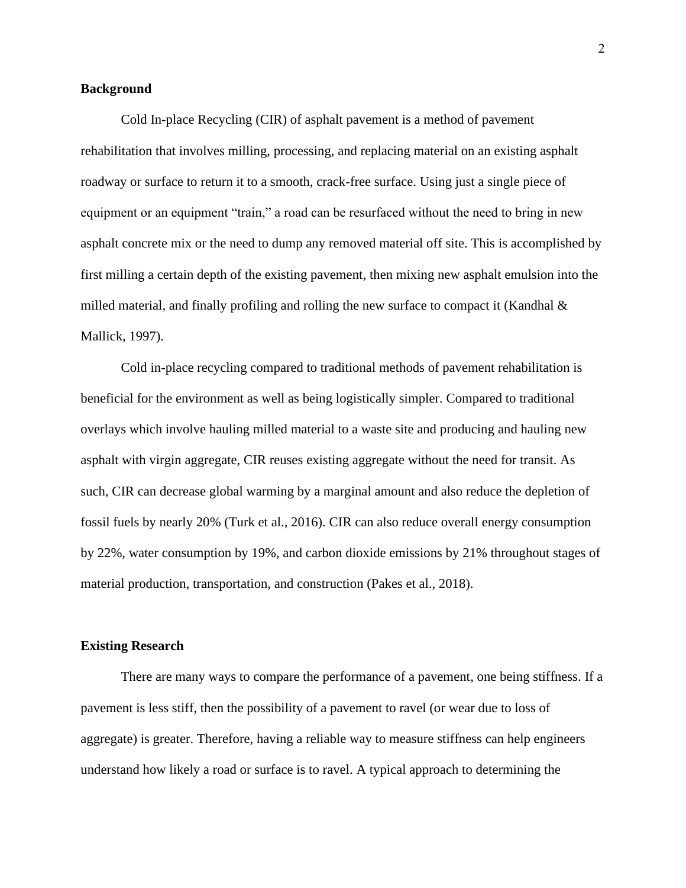## Background

Cold In-place Recycling (CIR) of asphalt pavement is a method of pavement rehabilitation that involves milling, processing, and replacing material on an existing asphalt roadway or surface to return it to a smooth, crack-free surface. Using just a single piece of equipment or an equipment "train," a road can be resurfaced without the need to bring in new asphalt concrete mix or the need to dump any removed material off site. This is accomplished by first milling a certain depth of the existing pavement, then mixing new asphalt emulsion into the milled material, and finally profiling and rolling the new surface to compact it (Kandhal & Mallick, 1997).

Cold in-place recycling compared to traditional methods of pavement rehabilitation is beneficial for the environment as well as being logistically simpler. Compared to traditional overlays which involve hauling milled material to a waste site and producing and hauling new asphalt with virgin aggregate, CIR reuses existing aggregate without the need for transit. As such, CIR can decrease global warming by a marginal amount and also reduce the depletion of fossil fuels by nearly 20% (Turk et al., 2016). CIR can also reduce overall energy consumption by 22%, water consumption by 19%, and carbon dioxide emissions by 21% throughout stages of material production, transportation, and construction (Pakes et al., 2018).

## Existing Research

There are many ways to compare the performance of a pavement, one being stiffness. If a pavement is less stiff, then the possibility of a pavement to ravel (or wear due to loss of aggregate) is greater. Therefore, having a reliable way to measure stiffness can help engineers understand how likely a road or surface is to ravel. A typical approach to determining the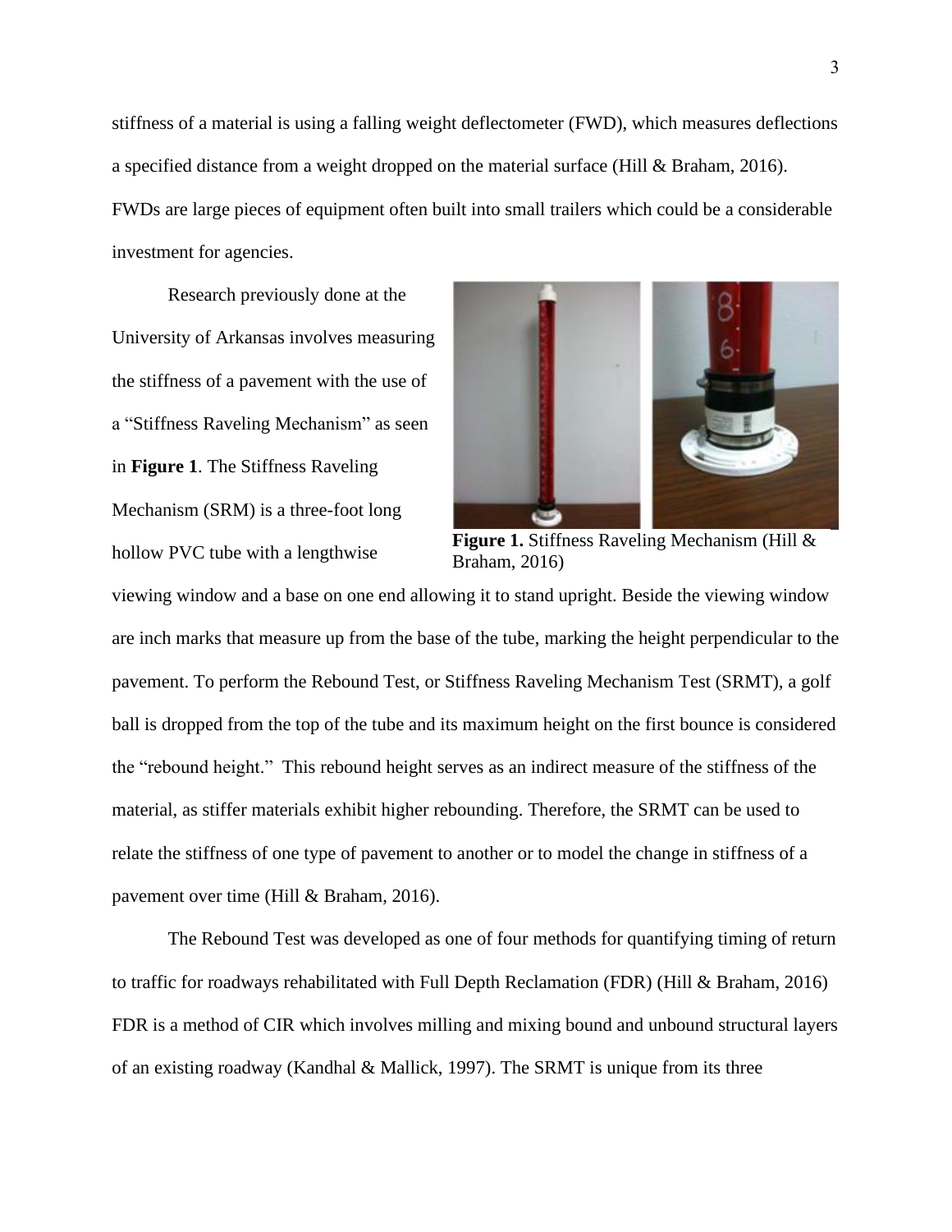stiffness of a material is using a falling weight deflectometer (FWD), which measures deflections a specified distance from a weight dropped on the material surface (Hill & Braham, 2016). FWDs are large pieces of equipment often built into small trailers which could be a considerable investment for agencies.

Research previously done at the University of Arkansas involves measuring the stiffness of a pavement with the use of a "Stiffness Raveling Mechanism" as seen in **Figure 1**. The Stiffness Raveling Mechanism (SRM) is a three-foot long hollow PVC tube with a lengthwise viewing window and a base on one end allowing it to stand upright. Beside the viewing window are inch marks that measure up from the base of the tube, marking the height perpendicular to the pavement. To perform the Rebound Test, or Stiffness Raveling Mechanism Test (SRMT), a golf ball is dropped from the top of the tube and its maximum height on the first bounce is considered the "rebound height." This rebound height serves as an indirect measure of the stiffness of the material, as stiffer materials exhibit higher rebounding. Therefore, the SRMT can be used to relate the stiffness of one type of pavement to another or to model the change in stiffness of a pavement over time (Hill & Braham, 2016).

**Figure 1.** Stiffness Raveling Mechanism (Hill & Braham, 2016)

The Rebound Test was developed as one of four methods for quantifying timing of return to traffic for roadways rehabilitated with Full Depth Reclamation (FDR) (Hill & Braham, 2016) FDR is a method of CIR which involves milling and mixing bound and unbound structural layers of an existing roadway (Kandhal & Mallick, 1997). The SRMT is unique from its three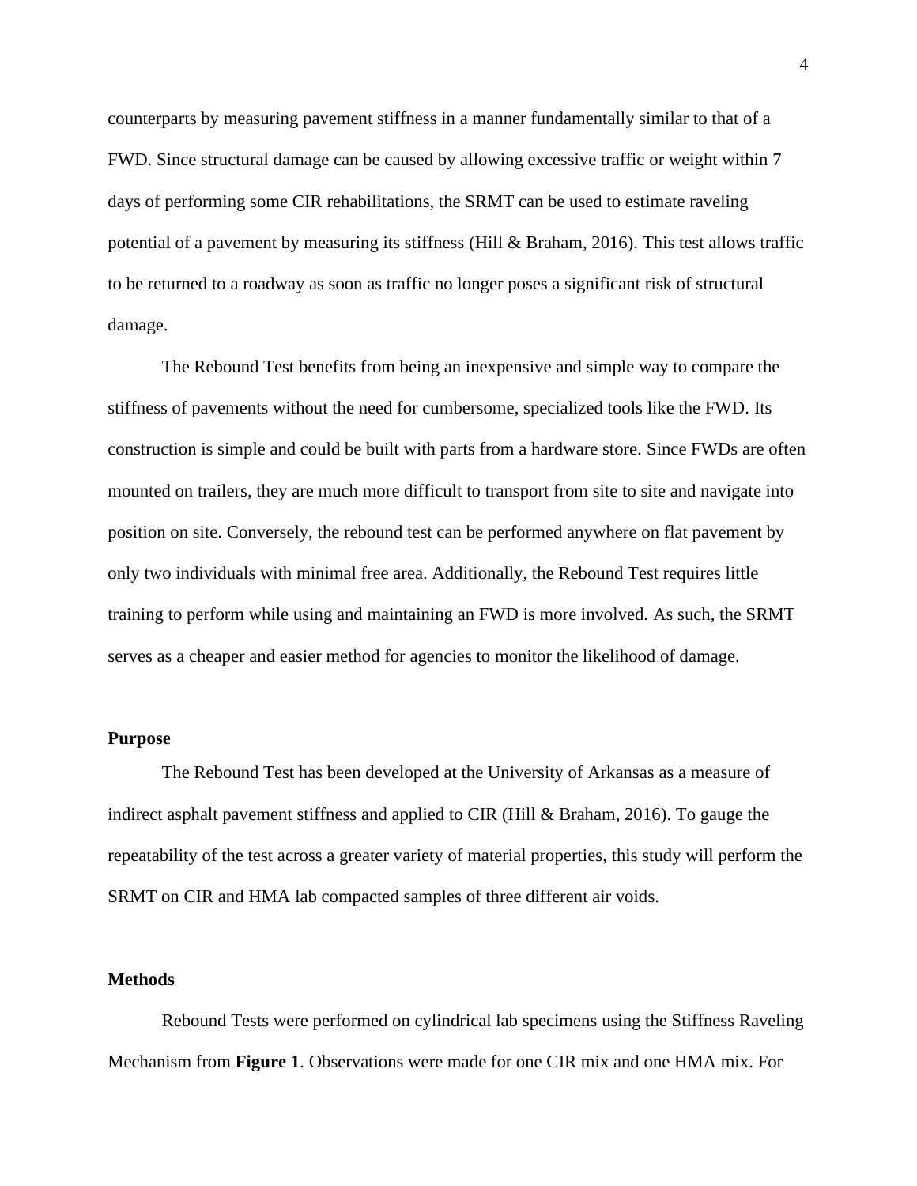counterparts by measuring pavement stiffness in a manner fundamentally similar to that of a FWD. Since structural damage can be caused by allowing excessive traffic or weight within 7 days of performing some CIR rehabilitations, the SRMT can be used to estimate raveling potential of a pavement by measuring its stiffness (Hill & Braham, 2016). This test allows traffic to be returned to a roadway as soon as traffic no longer poses a significant risk of structural damage.

The Rebound Test benefits from being an inexpensive and simple way to compare the stiffness of pavements without the need for cumbersome, specialized tools like the FWD. Its construction is simple and could be built with parts from a hardware store. Since FWDs are often mounted on trailers, they are much more difficult to transport from site to site and navigate into position on site. Conversely, the rebound test can be performed anywhere on flat pavement by only two individuals with minimal free area. Additionally, the Rebound Test requires little training to perform while using and maintaining an FWD is more involved. As such, the SRMT serves as a cheaper and easier method for agencies to monitor the likelihood of damage.

## Purpose

The Rebound Test has been developed at the University of Arkansas as a measure of indirect asphalt pavement stiffness and applied to CIR (Hill & Braham, 2016). To gauge the repeatability of the test across a greater variety of material properties, this study will perform the SRMT on CIR and HMA lab compacted samples of three different air voids.

## Methods

Rebound Tests were performed on cylindrical lab specimens using the Stiffness Raveling Mechanism from **Figure 1**. Observations were made for one CIR mix and one HMA mix. For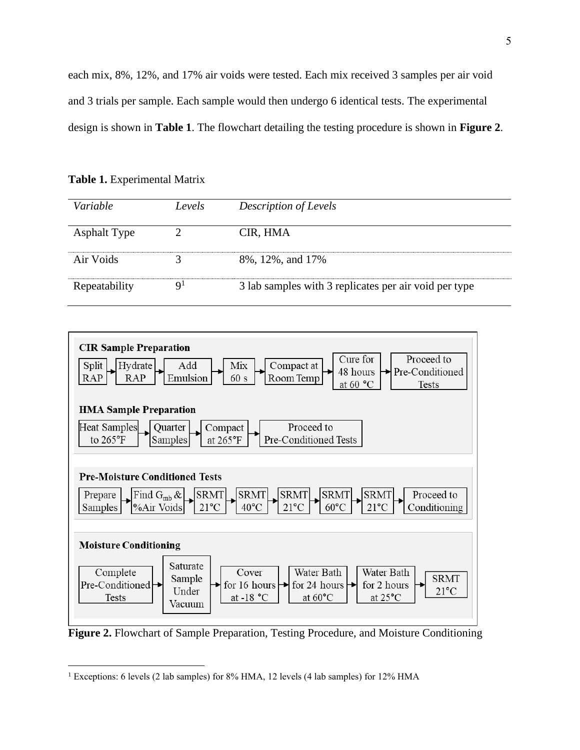each mix, 8%, 12%, and 17% air voids were tested. Each mix received 3 samples per air void and 3 trials per sample. Each sample would then undergo 6 identical tests. The experimental design is shown in **Table 1**. The flowchart detailing the testing procedure is shown in **Figure 2**.

**Table 1.** Experimental Matrix

| *Variable* | *Levels* | *Description of Levels* |
|---|---|---|
| Asphalt Type | 2 | CIR, HMA |
| Air Voids | 3 | 8%, 12%, and 17% |
| Repeatability | 9[1] | 3 lab samples with 3 replicates per air void per type |

**CIR Sample Preparation**

Split RAP → Hydrate RAP → Add Emulsion → Mix 60 s → Compact at Room Temp → Cure for 48 hours at 60 °C → Proceed to Pre-Conditioned Tests

**HMA Sample Preparation**

Heat Samples to 265°F → Quarter Samples → Compact at 265°F → Proceed to Pre-Conditioned Tests

**Pre-Moisture Conditioned Tests**

Prepare Samples → Find $G_{mb}$ & %Air Voids → SRMT 21°C → SRMT 40°C → SRMT 21°C → SRMT 60°C → SRMT 21°C → Proceed to Conditioning

**Moisture Conditioning**

Complete Pre-Conditioned Tests → Saturate Sample Under Vacuum → Cover for 16 hours at -18 °C → Water Bath for 24 hours at 60°C → Water Bath for 2 hours at 25°C → SRMT 21°C

**Figure 2.** Flowchart of Sample Preparation, Testing Procedure, and Moisture Conditioning

[1] Exceptions: 6 levels (2 lab samples) for 8% HMA, 12 levels (4 lab samples) for 12% HMA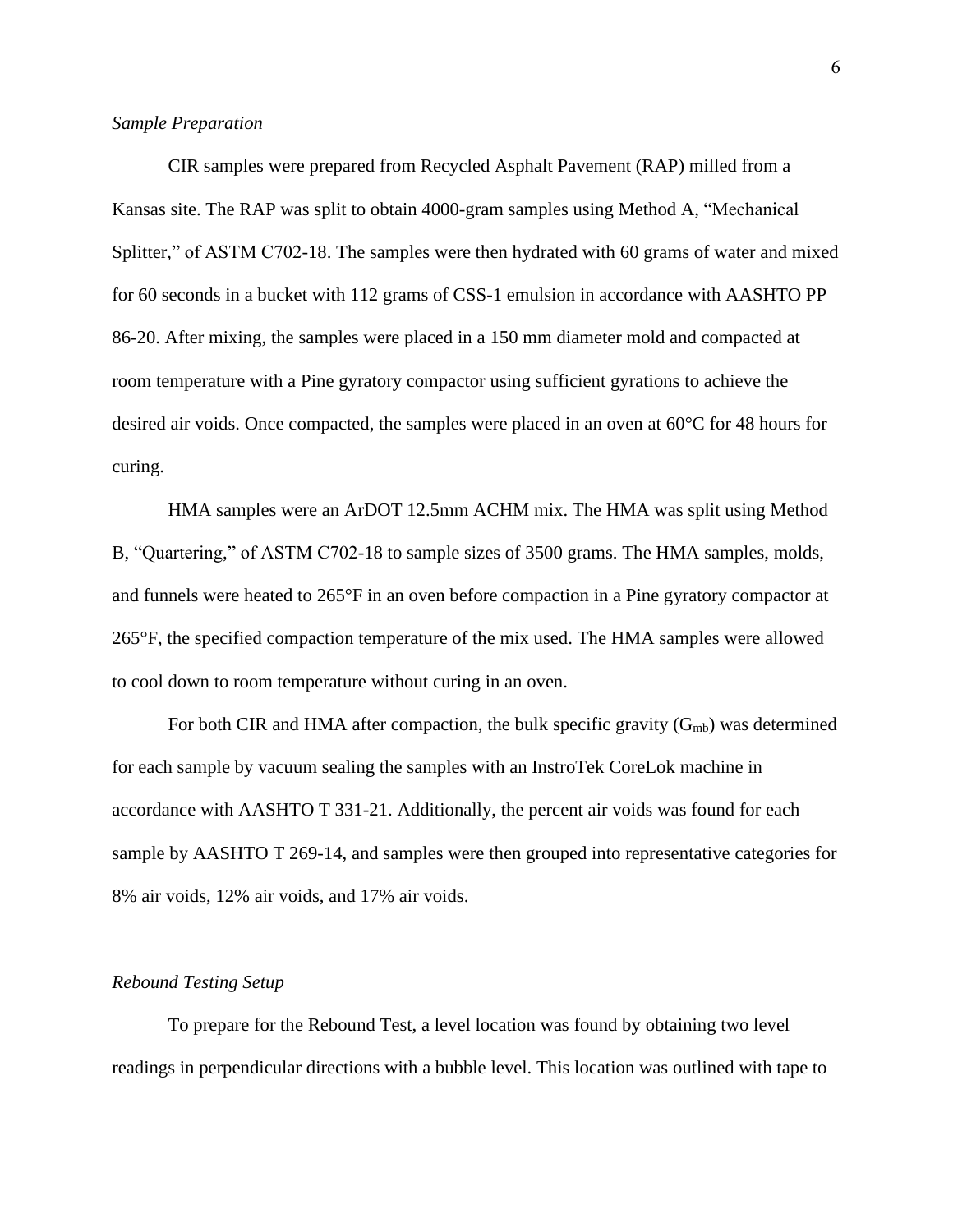*Sample Preparation*

CIR samples were prepared from Recycled Asphalt Pavement (RAP) milled from a Kansas site. The RAP was split to obtain 4000-gram samples using Method A, "Mechanical Splitter," of ASTM C702-18. The samples were then hydrated with 60 grams of water and mixed for 60 seconds in a bucket with 112 grams of CSS-1 emulsion in accordance with AASHTO PP 86-20. After mixing, the samples were placed in a 150 mm diameter mold and compacted at room temperature with a Pine gyratory compactor using sufficient gyrations to achieve the desired air voids. Once compacted, the samples were placed in an oven at 60°C for 48 hours for curing.

HMA samples were an ArDOT 12.5mm ACHM mix. The HMA was split using Method B, "Quartering," of ASTM C702-18 to sample sizes of 3500 grams. The HMA samples, molds, and funnels were heated to 265°F in an oven before compaction in a Pine gyratory compactor at 265°F, the specified compaction temperature of the mix used. The HMA samples were allowed to cool down to room temperature without curing in an oven.

For both CIR and HMA after compaction, the bulk specific gravity ($G_{mb}$) was determined for each sample by vacuum sealing the samples with an InstroTek CoreLok machine in accordance with AASHTO T 331-21. Additionally, the percent air voids was found for each sample by AASHTO T 269-14, and samples were then grouped into representative categories for 8% air voids, 12% air voids, and 17% air voids.

*Rebound Testing Setup*

To prepare for the Rebound Test, a level location was found by obtaining two level readings in perpendicular directions with a bubble level. This location was outlined with tape to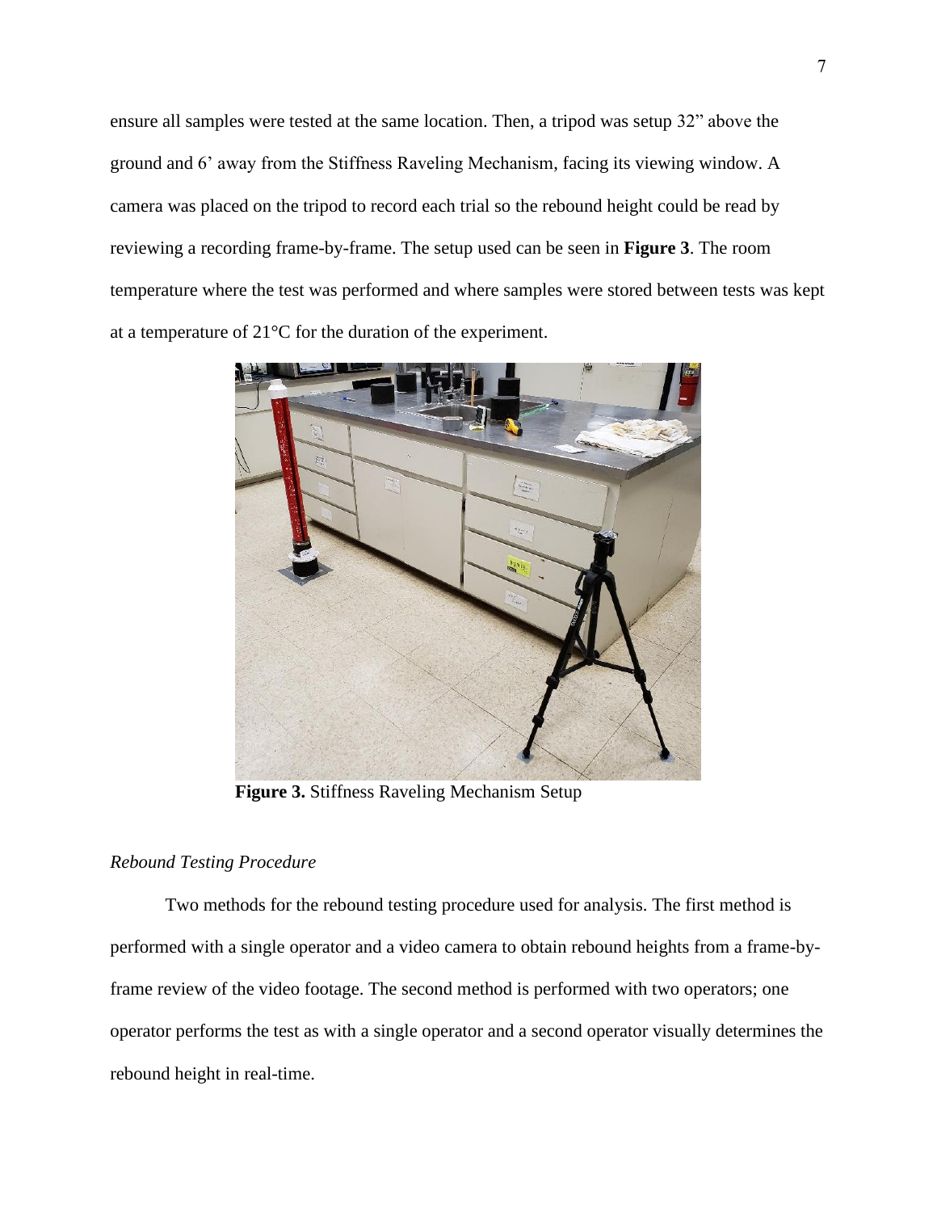ensure all samples were tested at the same location. Then, a tripod was setup 32” above the ground and 6’ away from the Stiffness Raveling Mechanism, facing its viewing window. A camera was placed on the tripod to record each trial so the rebound height could be read by reviewing a recording frame-by-frame. The setup used can be seen in **Figure 3**. The room temperature where the test was performed and where samples were stored between tests was kept at a temperature of 21°C for the duration of the experiment.

**Figure 3.** Stiffness Raveling Mechanism Setup

*Rebound Testing Procedure*

Two methods for the rebound testing procedure used for analysis. The first method is performed with a single operator and a video camera to obtain rebound heights from a frame-by-frame review of the video footage. The second method is performed with two operators; one operator performs the test as with a single operator and a second operator visually determines the rebound height in real-time.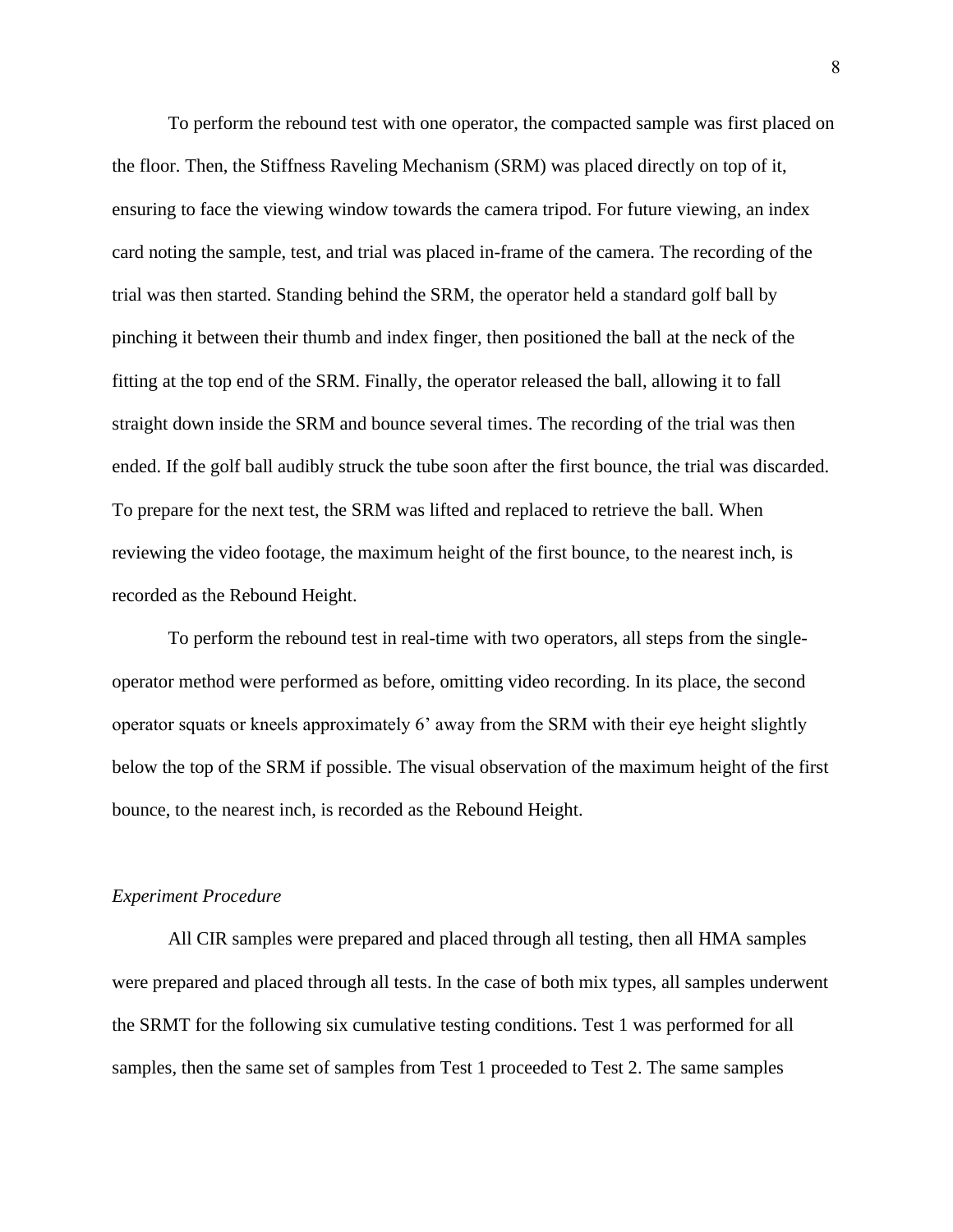To perform the rebound test with one operator, the compacted sample was first placed on the floor. Then, the Stiffness Raveling Mechanism (SRM) was placed directly on top of it, ensuring to face the viewing window towards the camera tripod. For future viewing, an index card noting the sample, test, and trial was placed in-frame of the camera. The recording of the trial was then started. Standing behind the SRM, the operator held a standard golf ball by pinching it between their thumb and index finger, then positioned the ball at the neck of the fitting at the top end of the SRM. Finally, the operator released the ball, allowing it to fall straight down inside the SRM and bounce several times. The recording of the trial was then ended. If the golf ball audibly struck the tube soon after the first bounce, the trial was discarded. To prepare for the next test, the SRM was lifted and replaced to retrieve the ball. When reviewing the video footage, the maximum height of the first bounce, to the nearest inch, is recorded as the Rebound Height.

To perform the rebound test in real-time with two operators, all steps from the single-operator method were performed as before, omitting video recording. In its place, the second operator squats or kneels approximately 6' away from the SRM with their eye height slightly below the top of the SRM if possible. The visual observation of the maximum height of the first bounce, to the nearest inch, is recorded as the Rebound Height.

*Experiment Procedure*

All CIR samples were prepared and placed through all testing, then all HMA samples were prepared and placed through all tests. In the case of both mix types, all samples underwent the SRMT for the following six cumulative testing conditions. Test 1 was performed for all samples, then the same set of samples from Test 1 proceeded to Test 2. The same samples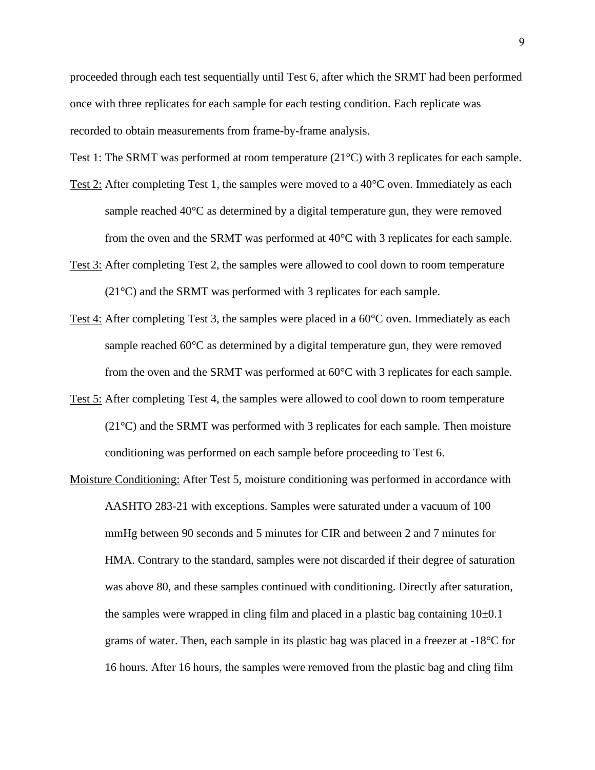proceeded through each test sequentially until Test 6, after which the SRMT had been performed once with three replicates for each sample for each testing condition. Each replicate was recorded to obtain measurements from frame-by-frame analysis.

<u>Test 1:</u> The SRMT was performed at room temperature (21°C) with 3 replicates for each sample.

<u>Test 2:</u> After completing Test 1, the samples were moved to a 40°C oven. Immediately as each sample reached 40°C as determined by a digital temperature gun, they were removed from the oven and the SRMT was performed at 40°C with 3 replicates for each sample.

<u>Test 3:</u> After completing Test 2, the samples were allowed to cool down to room temperature (21°C) and the SRMT was performed with 3 replicates for each sample.

<u>Test 4:</u> After completing Test 3, the samples were placed in a 60°C oven. Immediately as each sample reached 60°C as determined by a digital temperature gun, they were removed from the oven and the SRMT was performed at 60°C with 3 replicates for each sample.

<u>Test 5:</u> After completing Test 4, the samples were allowed to cool down to room temperature (21°C) and the SRMT was performed with 3 replicates for each sample. Then moisture conditioning was performed on each sample before proceeding to Test 6.

<u>Moisture Conditioning:</u> After Test 5, moisture conditioning was performed in accordance with AASHTO 283-21 with exceptions. Samples were saturated under a vacuum of 100 mmHg between 90 seconds and 5 minutes for CIR and between 2 and 7 minutes for HMA. Contrary to the standard, samples were not discarded if their degree of saturation was above 80, and these samples continued with conditioning. Directly after saturation, the samples were wrapped in cling film and placed in a plastic bag containing 10±0.1 grams of water. Then, each sample in its plastic bag was placed in a freezer at -18°C for 16 hours. After 16 hours, the samples were removed from the plastic bag and cling film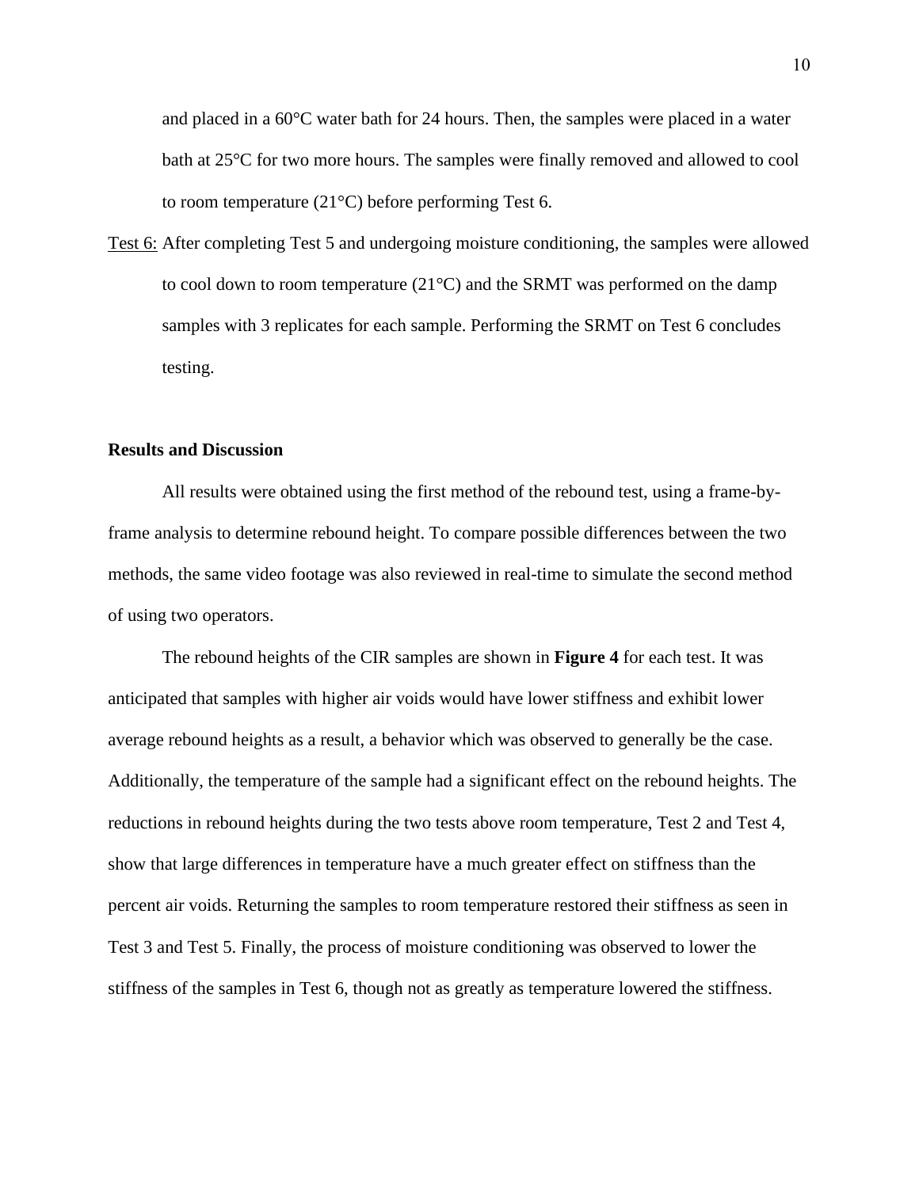and placed in a 60°C water bath for 24 hours. Then, the samples were placed in a water bath at 25°C for two more hours. The samples were finally removed and allowed to cool to room temperature (21°C) before performing Test 6.

Test 6: After completing Test 5 and undergoing moisture conditioning, the samples were allowed to cool down to room temperature (21°C) and the SRMT was performed on the damp samples with 3 replicates for each sample. Performing the SRMT on Test 6 concludes testing.

## Results and Discussion

All results were obtained using the first method of the rebound test, using a frame-by-frame analysis to determine rebound height. To compare possible differences between the two methods, the same video footage was also reviewed in real-time to simulate the second method of using two operators.

The rebound heights of the CIR samples are shown in **Figure 4** for each test. It was anticipated that samples with higher air voids would have lower stiffness and exhibit lower average rebound heights as a result, a behavior which was observed to generally be the case. Additionally, the temperature of the sample had a significant effect on the rebound heights. The reductions in rebound heights during the two tests above room temperature, Test 2 and Test 4, show that large differences in temperature have a much greater effect on stiffness than the percent air voids. Returning the samples to room temperature restored their stiffness as seen in Test 3 and Test 5. Finally, the process of moisture conditioning was observed to lower the stiffness of the samples in Test 6, though not as greatly as temperature lowered the stiffness.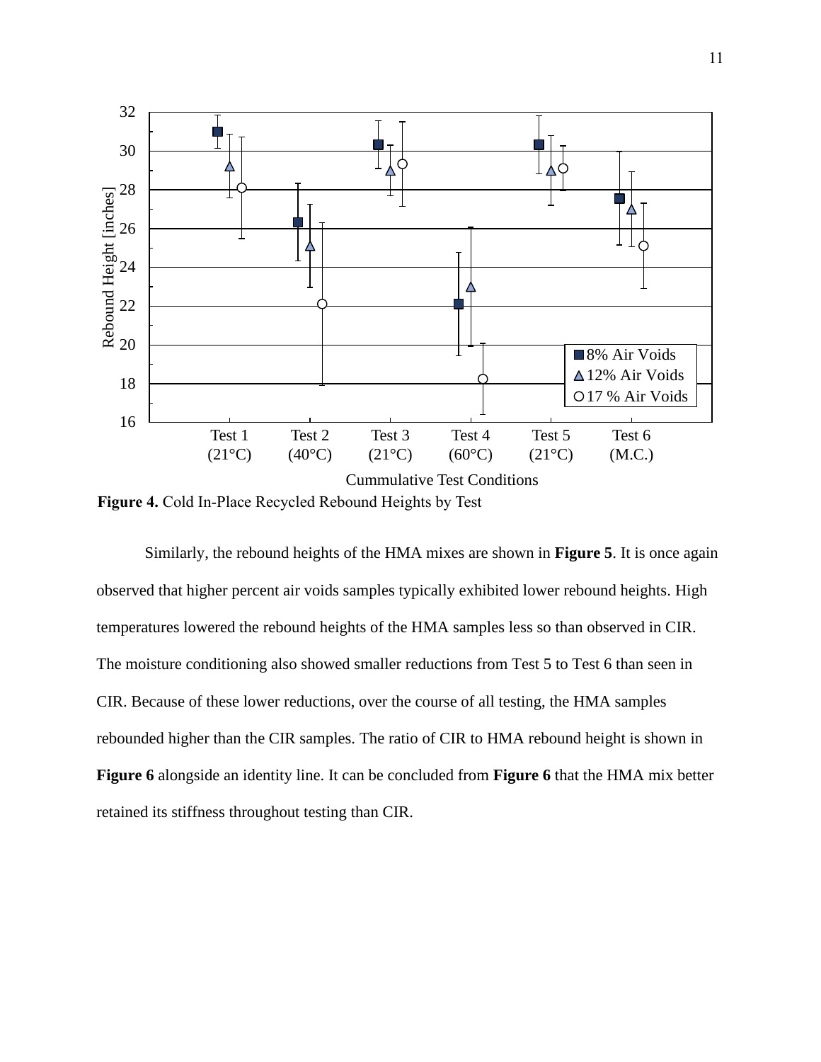**Figure 4.** Cold In-Place Recycled Rebound Heights by Test

Similarly, the rebound heights of the HMA mixes are shown in **Figure 5**. It is once again observed that higher percent air voids samples typically exhibited lower rebound heights. High temperatures lowered the rebound heights of the HMA samples less so than observed in CIR. The moisture conditioning also showed smaller reductions from Test 5 to Test 6 than seen in CIR. Because of these lower reductions, over the course of all testing, the HMA samples rebounded higher than the CIR samples. The ratio of CIR to HMA rebound height is shown in **Figure 6** alongside an identity line. It can be concluded from **Figure 6** that the HMA mix better retained its stiffness throughout testing than CIR.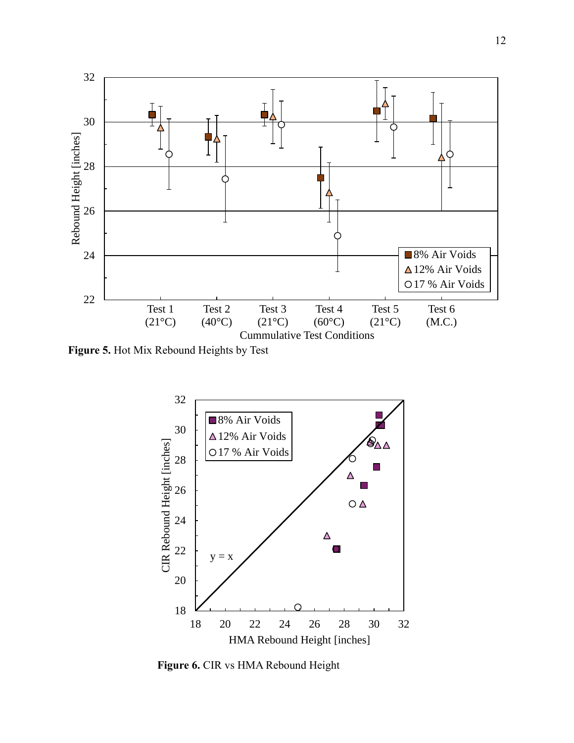**Figure 5.** Hot Mix Rebound Heights by Test

**Figure 6.** CIR vs HMA Rebound Height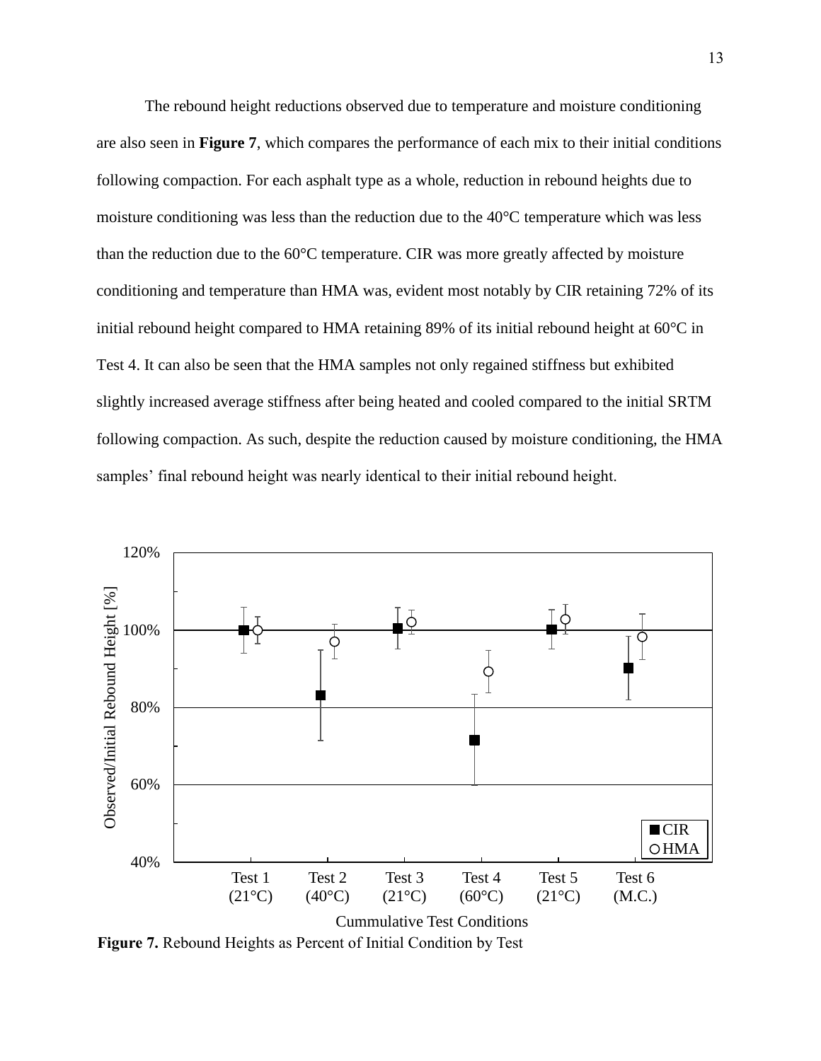The rebound height reductions observed due to temperature and moisture conditioning are also seen in **Figure 7**, which compares the performance of each mix to their initial conditions following compaction. For each asphalt type as a whole, reduction in rebound heights due to moisture conditioning was less than the reduction due to the 40°C temperature which was less than the reduction due to the 60°C temperature. CIR was more greatly affected by moisture conditioning and temperature than HMA was, evident most notably by CIR retaining 72% of its initial rebound height compared to HMA retaining 89% of its initial rebound height at 60°C in Test 4. It can also be seen that the HMA samples not only regained stiffness but exhibited slightly increased average stiffness after being heated and cooled compared to the initial SRTM following compaction. As such, despite the reduction caused by moisture conditioning, the HMA samples' final rebound height was nearly identical to their initial rebound height.

**Figure 7.** Rebound Heights as Percent of Initial Condition by Test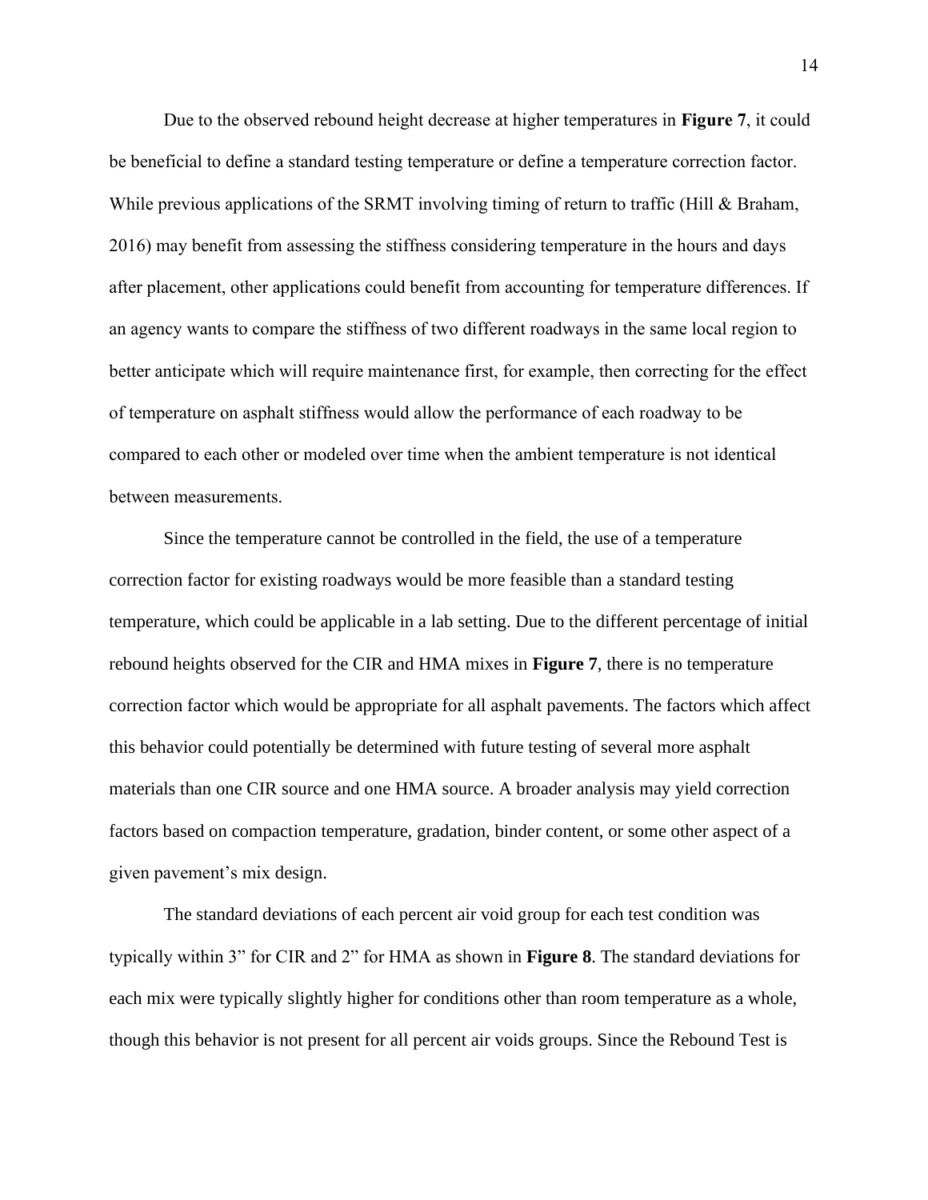Due to the observed rebound height decrease at higher temperatures in **Figure 7**, it could be beneficial to define a standard testing temperature or define a temperature correction factor. While previous applications of the SRMT involving timing of return to traffic (Hill & Braham, 2016) may benefit from assessing the stiffness considering temperature in the hours and days after placement, other applications could benefit from accounting for temperature differences. If an agency wants to compare the stiffness of two different roadways in the same local region to better anticipate which will require maintenance first, for example, then correcting for the effect of temperature on asphalt stiffness would allow the performance of each roadway to be compared to each other or modeled over time when the ambient temperature is not identical between measurements.

Since the temperature cannot be controlled in the field, the use of a temperature correction factor for existing roadways would be more feasible than a standard testing temperature, which could be applicable in a lab setting. Due to the different percentage of initial rebound heights observed for the CIR and HMA mixes in **Figure 7**, there is no temperature correction factor which would be appropriate for all asphalt pavements. The factors which affect this behavior could potentially be determined with future testing of several more asphalt materials than one CIR source and one HMA source. A broader analysis may yield correction factors based on compaction temperature, gradation, binder content, or some other aspect of a given pavement's mix design.

The standard deviations of each percent air void group for each test condition was typically within 3" for CIR and 2" for HMA as shown in **Figure 8**. The standard deviations for each mix were typically slightly higher for conditions other than room temperature as a whole, though this behavior is not present for all percent air voids groups. Since the Rebound Test is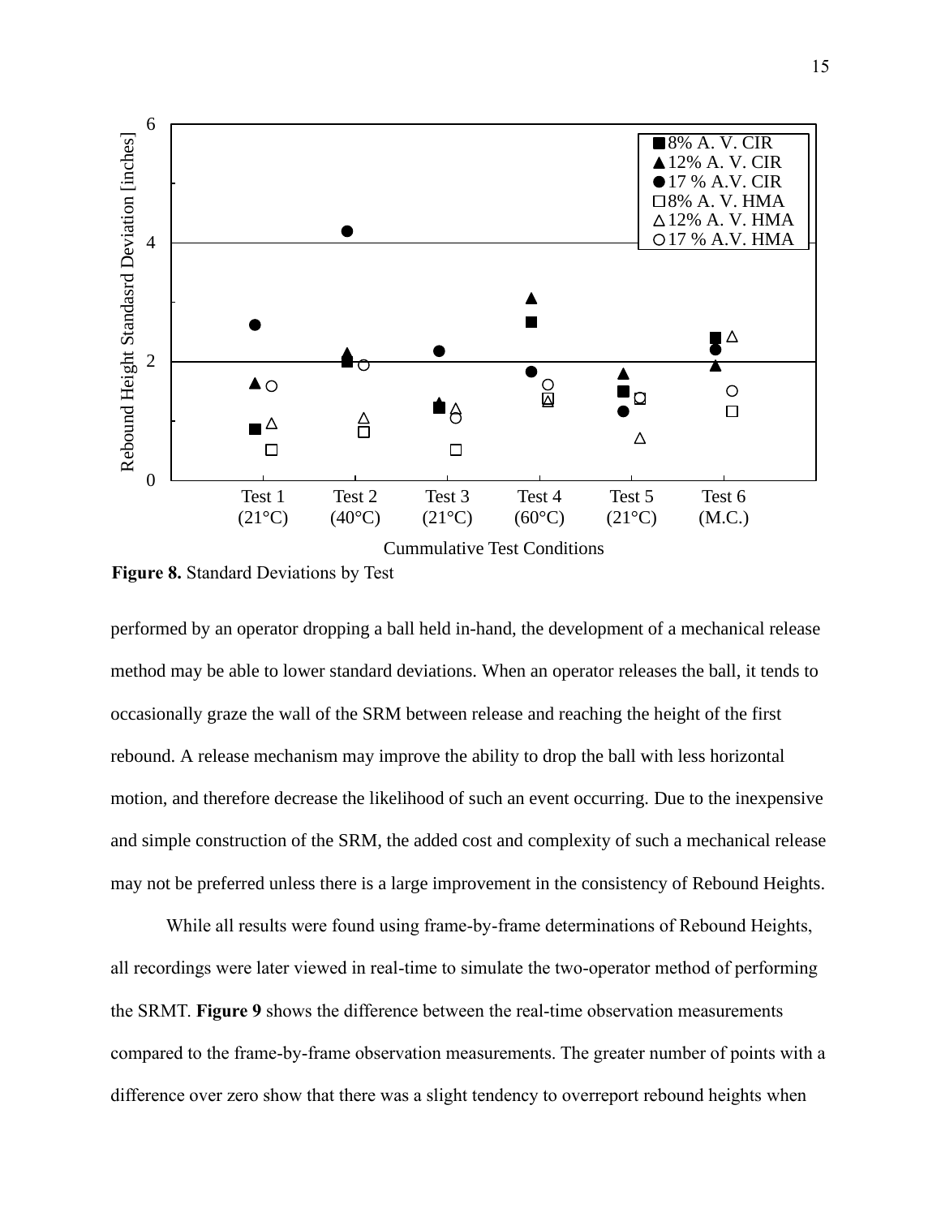**Figure 8.** Standard Deviations by Test

performed by an operator dropping a ball held in-hand, the development of a mechanical release method may be able to lower standard deviations. When an operator releases the ball, it tends to occasionally graze the wall of the SRM between release and reaching the height of the first rebound. A release mechanism may improve the ability to drop the ball with less horizontal motion, and therefore decrease the likelihood of such an event occurring. Due to the inexpensive and simple construction of the SRM, the added cost and complexity of such a mechanical release may not be preferred unless there is a large improvement in the consistency of Rebound Heights.

While all results were found using frame-by-frame determinations of Rebound Heights, all recordings were later viewed in real-time to simulate the two-operator method of performing the SRMT. **Figure 9** shows the difference between the real-time observation measurements compared to the frame-by-frame observation measurements. The greater number of points with a difference over zero show that there was a slight tendency to overreport rebound heights when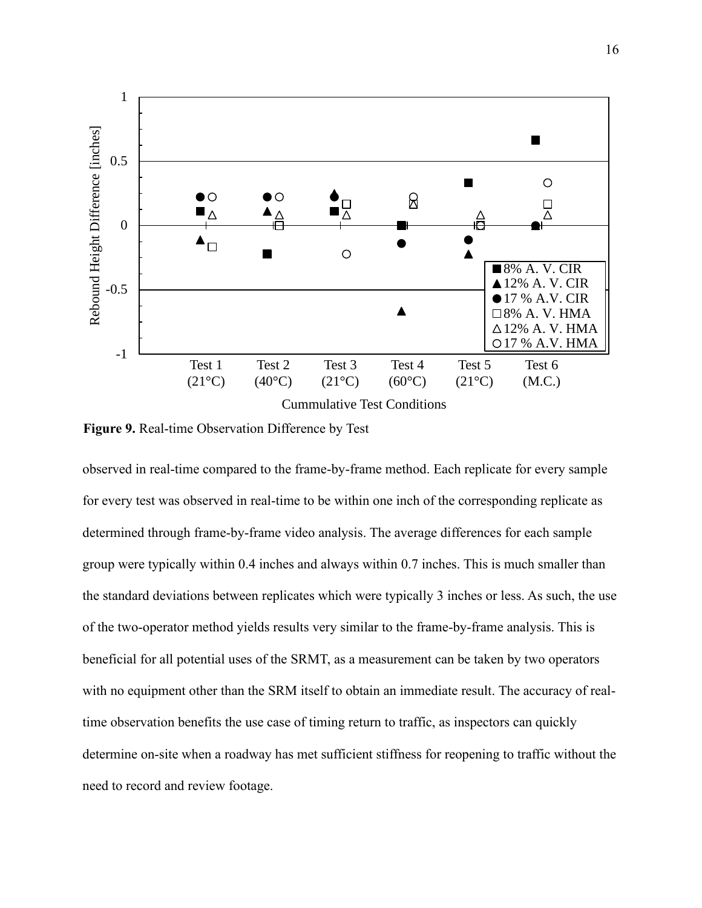**Figure 9.** Real-time Observation Difference by Test

observed in real-time compared to the frame-by-frame method. Each replicate for every sample for every test was observed in real-time to be within one inch of the corresponding replicate as determined through frame-by-frame video analysis. The average differences for each sample group were typically within 0.4 inches and always within 0.7 inches. This is much smaller than the standard deviations between replicates which were typically 3 inches or less. As such, the use of the two-operator method yields results very similar to the frame-by-frame analysis. This is beneficial for all potential uses of the SRMT, as a measurement can be taken by two operators with no equipment other than the SRM itself to obtain an immediate result. The accuracy of real-time observation benefits the use case of timing return to traffic, as inspectors can quickly determine on-site when a roadway has met sufficient stiffness for reopening to traffic without the need to record and review footage.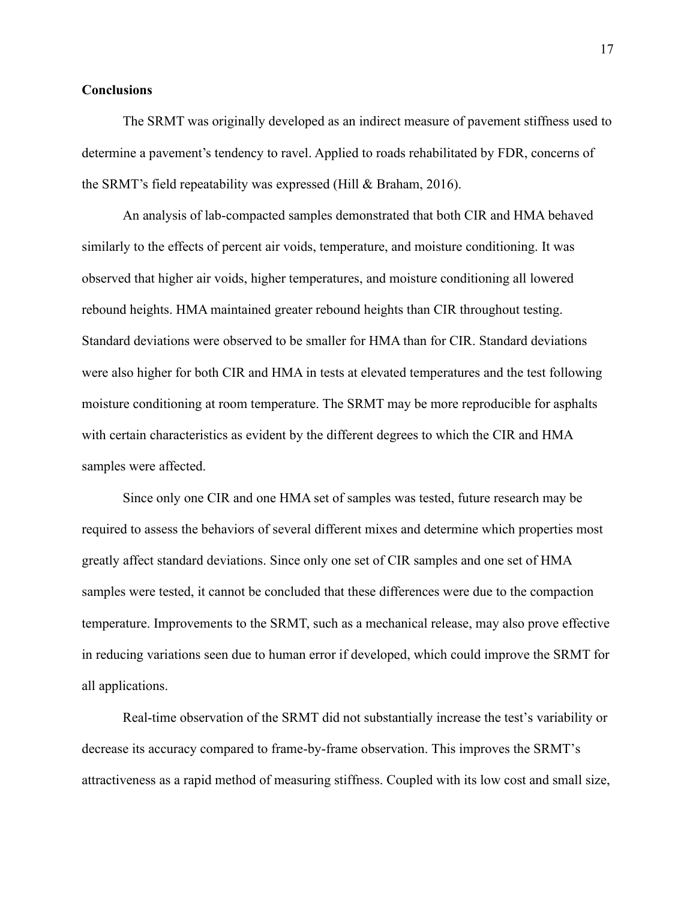**Conclusions**

The SRMT was originally developed as an indirect measure of pavement stiffness used to determine a pavement's tendency to ravel. Applied to roads rehabilitated by FDR, concerns of the SRMT's field repeatability was expressed (Hill & Braham, 2016).

An analysis of lab-compacted samples demonstrated that both CIR and HMA behaved similarly to the effects of percent air voids, temperature, and moisture conditioning. It was observed that higher air voids, higher temperatures, and moisture conditioning all lowered rebound heights. HMA maintained greater rebound heights than CIR throughout testing. Standard deviations were observed to be smaller for HMA than for CIR. Standard deviations were also higher for both CIR and HMA in tests at elevated temperatures and the test following moisture conditioning at room temperature. The SRMT may be more reproducible for asphalts with certain characteristics as evident by the different degrees to which the CIR and HMA samples were affected.

Since only one CIR and one HMA set of samples was tested, future research may be required to assess the behaviors of several different mixes and determine which properties most greatly affect standard deviations. Since only one set of CIR samples and one set of HMA samples were tested, it cannot be concluded that these differences were due to the compaction temperature. Improvements to the SRMT, such as a mechanical release, may also prove effective in reducing variations seen due to human error if developed, which could improve the SRMT for all applications.

Real-time observation of the SRMT did not substantially increase the test's variability or decrease its accuracy compared to frame-by-frame observation. This improves the SRMT's attractiveness as a rapid method of measuring stiffness. Coupled with its low cost and small size,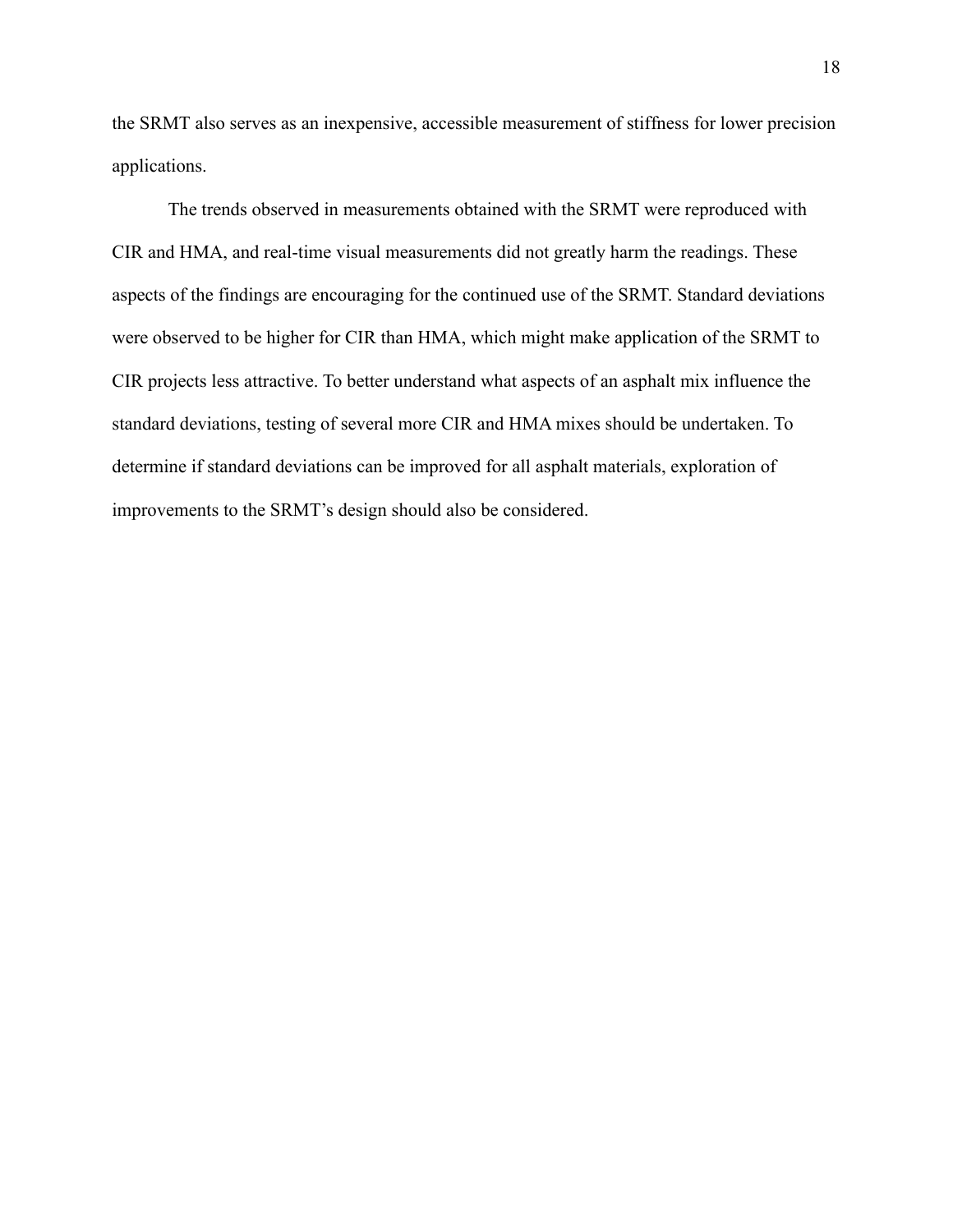the SRMT also serves as an inexpensive, accessible measurement of stiffness for lower precision applications.

The trends observed in measurements obtained with the SRMT were reproduced with CIR and HMA, and real-time visual measurements did not greatly harm the readings. These aspects of the findings are encouraging for the continued use of the SRMT. Standard deviations were observed to be higher for CIR than HMA, which might make application of the SRMT to CIR projects less attractive. To better understand what aspects of an asphalt mix influence the standard deviations, testing of several more CIR and HMA mixes should be undertaken. To determine if standard deviations can be improved for all asphalt materials, exploration of improvements to the SRMT's design should also be considered.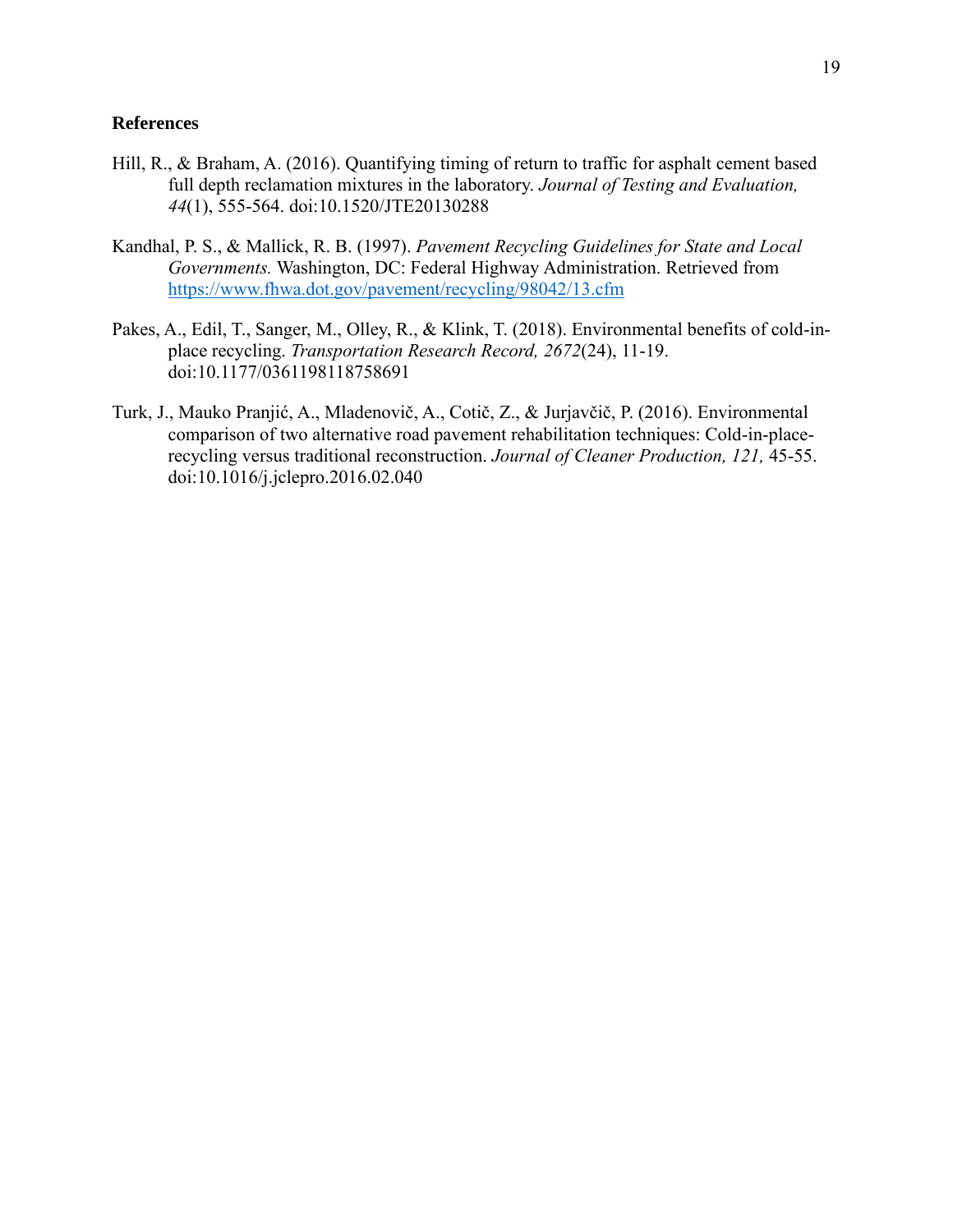**References**

Hill, R., & Braham, A. (2016). Quantifying timing of return to traffic for asphalt cement based full depth reclamation mixtures in the laboratory. *Journal of Testing and Evaluation, 44*(1), 555-564. doi:10.1520/JTE20130288

Kandhal, P. S., & Mallick, R. B. (1997). *Pavement Recycling Guidelines for State and Local Governments.* Washington, DC: Federal Highway Administration. Retrieved from https://www.fhwa.dot.gov/pavement/recycling/98042/13.cfm

Pakes, A., Edil, T., Sanger, M., Olley, R., & Klink, T. (2018). Environmental benefits of cold-in-place recycling. *Transportation Research Record, 2672*(24), 11-19. doi:10.1177/0361198118758691

Turk, J., Mauko Pranjić, A., Mladenovič, A., Cotič, Z., & Jurjavčič, P. (2016). Environmental comparison of two alternative road pavement rehabilitation techniques: Cold-in-place-recycling versus traditional reconstruction. *Journal of Cleaner Production, 121,* 45-55. doi:10.1016/j.jclepro.2016.02.040